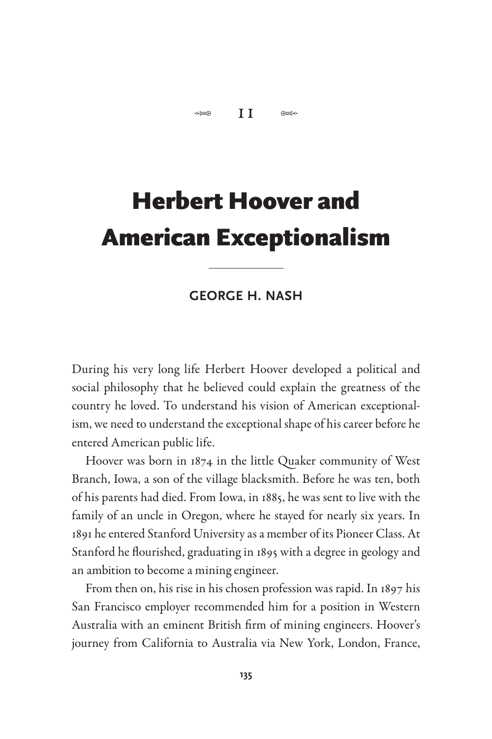11

# Herbert Hoover and American Exceptionalism

**GEORGE H. NASH**

During his very long life Herbert Hoover developed a political and social philosophy that he believed could explain the greatness of the country he loved. To understand his vision of American exceptionalism, we need to understand the exceptional shape of his career before he entered American public life.

Hoover was born in 1874 in the little Quaker community of West Branch, Iowa, a son of the village blacksmith. Before he was ten, both of his parents had died. From Iowa, in 1885, he was sent to live with the family of an uncle in Oregon, where he stayed for nearly six years. In 1891 he entered Stanford University as a member of its Pioneer Class. At Stanford he flourished, graduating in 1895 with a degree in geology and an ambition to become a mining engineer.

From then on, his rise in his chosen profession was rapid. In 1897 his San Francisco employer recommended him for a position in Western Australia with an eminent British firm of mining engineers. Hoover's journey from California to Australia via New York, London, France,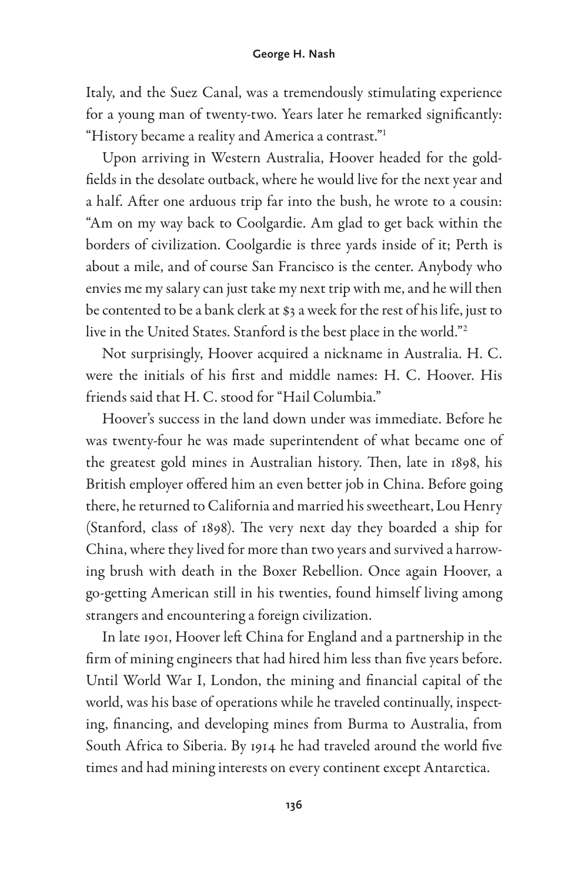Italy, and the Suez Canal, was a tremendously stimulating experience for a young man of twenty-two. Years later he remarked significantly: "History became a reality and America a contrast."[1]

Upon arriving in Western Australia, Hoover headed for the goldfields in the desolate outback, where he would live for the next year and a half. After one arduous trip far into the bush, he wrote to a cousin: "Am on my way back to Coolgardie. Am glad to get back within the borders of civilization. Coolgardie is three yards inside of it; Perth is about a mile, and of course San Francisco is the center. Anybody who envies me my salary can just take my next trip with me, and he will then be contented to be a bank clerk at $3 a week for the rest of his life, just to live in the United States. Stanford is the best place in the world."[2]

Not surprisingly, Hoover acquired a nickname in Australia. H. C. were the initials of his first and middle names: H. C. Hoover. His friends said that H. C. stood for "Hail Columbia."

Hoover's success in the land down under was immediate. Before he was twenty-four he was made superintendent of what became one of the greatest gold mines in Australian history. Then, late in 1898, his British employer offered him an even better job in China. Before going there, he returned to California and married his sweetheart, Lou Henry (Stanford, class of 1898). The very next day they boarded a ship for China, where they lived for more than two years and survived a harrowing brush with death in the Boxer Rebellion. Once again Hoover, a go-getting American still in his twenties, found himself living among strangers and encountering a foreign civilization.

In late 1901, Hoover left China for England and a partnership in the firm of mining engineers that had hired him less than five years before. Until World War I, London, the mining and financial capital of the world, was his base of operations while he traveled continually, inspecting, financing, and developing mines from Burma to Australia, from South Africa to Siberia. By 1914 he had traveled around the world five times and had mining interests on every continent except Antarctica.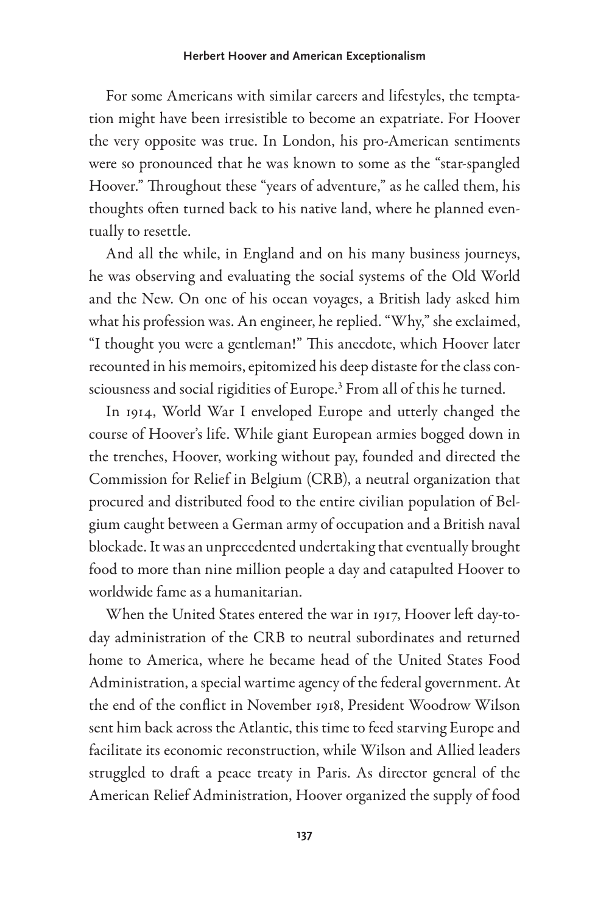For some Americans with similar careers and lifestyles, the temptation might have been irresistible to become an expatriate. For Hoover the very opposite was true. In London, his pro-American sentiments were so pronounced that he was known to some as the "star-spangled Hoover." Throughout these "years of adventure," as he called them, his thoughts often turned back to his native land, where he planned eventually to resettle.

And all the while, in England and on his many business journeys, he was observing and evaluating the social systems of the Old World and the New. On one of his ocean voyages, a British lady asked him what his profession was. An engineer, he replied. "Why," she exclaimed, "I thought you were a gentleman!" This anecdote, which Hoover later recounted in his memoirs, epitomized his deep distaste for the class consciousness and social rigidities of Europe.[3] From all of this he turned.

In 1914, World War I enveloped Europe and utterly changed the course of Hoover's life. While giant European armies bogged down in the trenches, Hoover, working without pay, founded and directed the Commission for Relief in Belgium (CRB), a neutral organization that procured and distributed food to the entire civilian population of Belgium caught between a German army of occupation and a British naval blockade. It was an unprecedented undertaking that eventually brought food to more than nine million people a day and catapulted Hoover to worldwide fame as a humanitarian.

When the United States entered the war in 1917, Hoover left day-to-day administration of the CRB to neutral subordinates and returned home to America, where he became head of the United States Food Administration, a special wartime agency of the federal government. At the end of the conflict in November 1918, President Woodrow Wilson sent him back across the Atlantic, this time to feed starving Europe and facilitate its economic reconstruction, while Wilson and Allied leaders struggled to draft a peace treaty in Paris. As director general of the American Relief Administration, Hoover organized the supply of food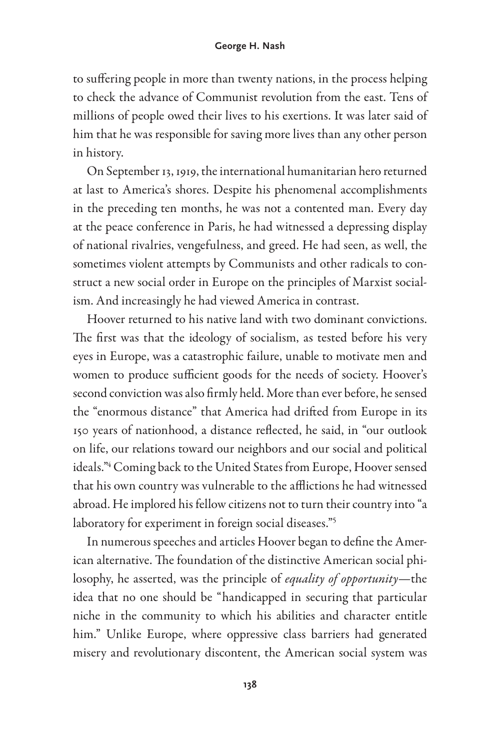to suffering people in more than twenty nations, in the process helping to check the advance of Communist revolution from the east. Tens of millions of people owed their lives to his exertions. It was later said of him that he was responsible for saving more lives than any other person in history.

On September 13, 1919, the international humanitarian hero returned at last to America's shores. Despite his phenomenal accomplishments in the preceding ten months, he was not a contented man. Every day at the peace conference in Paris, he had witnessed a depressing display of national rivalries, vengefulness, and greed. He had seen, as well, the sometimes violent attempts by Communists and other radicals to construct a new social order in Europe on the principles of Marxist socialism. And increasingly he had viewed America in contrast.

Hoover returned to his native land with two dominant convictions. The first was that the ideology of socialism, as tested before his very eyes in Europe, was a catastrophic failure, unable to motivate men and women to produce sufficient goods for the needs of society. Hoover's second conviction was also firmly held. More than ever before, he sensed the "enormous distance" that America had drifted from Europe in its 150 years of nationhood, a distance reflected, he said, in "our outlook on life, our relations toward our neighbors and our social and political ideals."[4] Coming back to the United States from Europe, Hoover sensed that his own country was vulnerable to the afflictions he had witnessed abroad. He implored his fellow citizens not to turn their country into "a laboratory for experiment in foreign social diseases."[5]

In numerous speeches and articles Hoover began to define the American alternative. The foundation of the distinctive American social philosophy, he asserted, was the principle of *equality of opportunity*—the idea that no one should be "handicapped in securing that particular niche in the community to which his abilities and character entitle him." Unlike Europe, where oppressive class barriers had generated misery and revolutionary discontent, the American social system was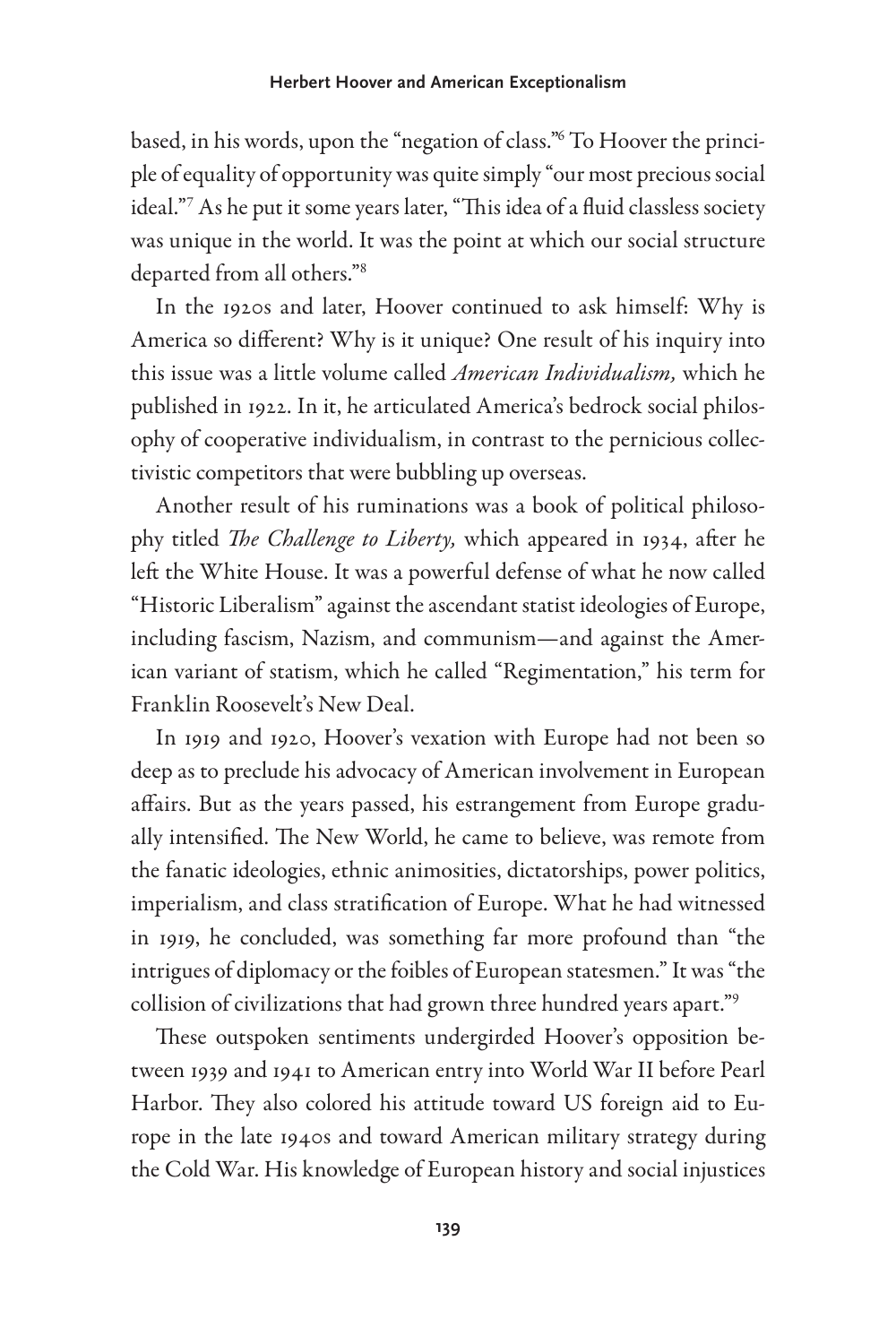based, in his words, upon the "negation of class."[6] To Hoover the principle of equality of opportunity was quite simply "our most precious social ideal."[7] As he put it some years later, "This idea of a fluid classless society was unique in the world. It was the point at which our social structure departed from all others."[8]

In the 1920s and later, Hoover continued to ask himself: Why is America so different? Why is it unique? One result of his inquiry into this issue was a little volume called *American Individualism,* which he published in 1922. In it, he articulated America's bedrock social philosophy of cooperative individualism, in contrast to the pernicious collectivistic competitors that were bubbling up overseas.

Another result of his ruminations was a book of political philosophy titled *The Challenge to Liberty,* which appeared in 1934, after he left the White House. It was a powerful defense of what he now called "Historic Liberalism" against the ascendant statist ideologies of Europe, including fascism, Nazism, and communism—and against the American variant of statism, which he called "Regimentation," his term for Franklin Roosevelt's New Deal.

In 1919 and 1920, Hoover's vexation with Europe had not been so deep as to preclude his advocacy of American involvement in European affairs. But as the years passed, his estrangement from Europe gradually intensified. The New World, he came to believe, was remote from the fanatic ideologies, ethnic animosities, dictatorships, power politics, imperialism, and class stratification of Europe. What he had witnessed in 1919, he concluded, was something far more profound than "the intrigues of diplomacy or the foibles of European statesmen." It was "the collision of civilizations that had grown three hundred years apart."[9]

These outspoken sentiments undergirded Hoover's opposition between 1939 and 1941 to American entry into World War II before Pearl Harbor. They also colored his attitude toward US foreign aid to Europe in the late 1940s and toward American military strategy during the Cold War. His knowledge of European history and social injustices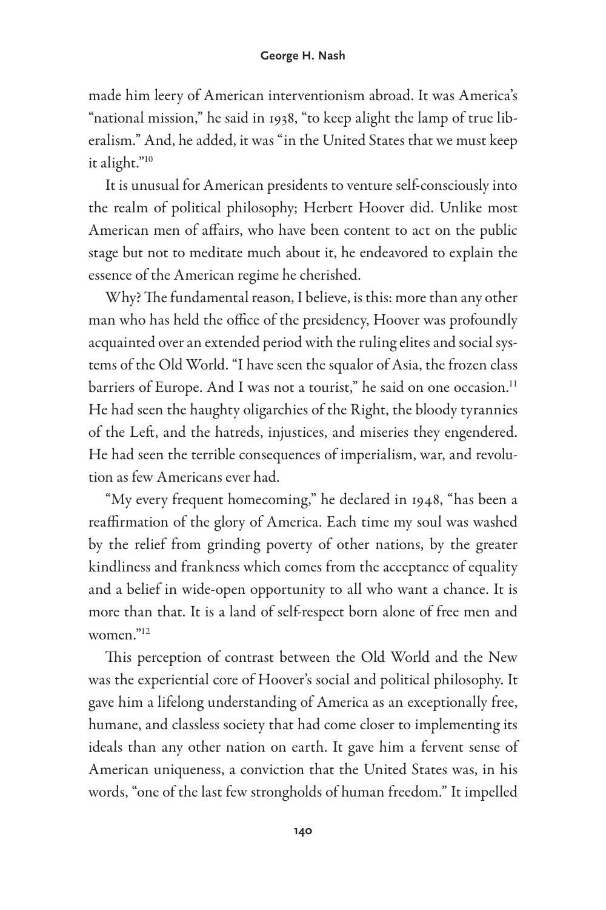made him leery of American interventionism abroad. It was America's "national mission," he said in 1938, "to keep alight the lamp of true liberalism." And, he added, it was "in the United States that we must keep it alight."[10]

It is unusual for American presidents to venture self-consciously into the realm of political philosophy; Herbert Hoover did. Unlike most American men of affairs, who have been content to act on the public stage but not to meditate much about it, he endeavored to explain the essence of the American regime he cherished.

Why? The fundamental reason, I believe, is this: more than any other man who has held the office of the presidency, Hoover was profoundly acquainted over an extended period with the ruling elites and social systems of the Old World. "I have seen the squalor of Asia, the frozen class barriers of Europe. And I was not a tourist," he said on one occasion.[11] He had seen the haughty oligarchies of the Right, the bloody tyrannies of the Left, and the hatreds, injustices, and miseries they engendered. He had seen the terrible consequences of imperialism, war, and revolution as few Americans ever had.

"My every frequent homecoming," he declared in 1948, "has been a reaffirmation of the glory of America. Each time my soul was washed by the relief from grinding poverty of other nations, by the greater kindliness and frankness which comes from the acceptance of equality and a belief in wide-open opportunity to all who want a chance. It is more than that. It is a land of self-respect born alone of free men and women."[12]

This perception of contrast between the Old World and the New was the experiential core of Hoover's social and political philosophy. It gave him a lifelong understanding of America as an exceptionally free, humane, and classless society that had come closer to implementing its ideals than any other nation on earth. It gave him a fervent sense of American uniqueness, a conviction that the United States was, in his words, "one of the last few strongholds of human freedom." It impelled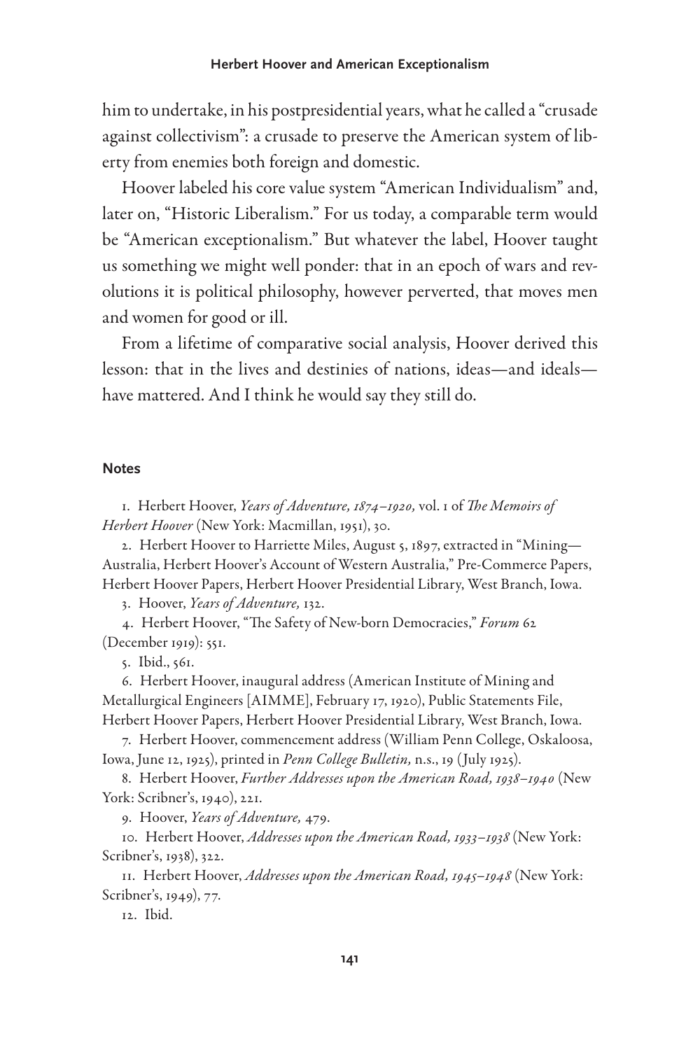him to undertake, in his postpresidential years, what he called a "crusade against collectivism": a crusade to preserve the American system of liberty from enemies both foreign and domestic.

Hoover labeled his core value system "American Individualism" and, later on, "Historic Liberalism." For us today, a comparable term would be "American exceptionalism." But whatever the label, Hoover taught us something we might well ponder: that in an epoch of wars and revolutions it is political philosophy, however perverted, that moves men and women for good or ill.

From a lifetime of comparative social analysis, Hoover derived this lesson: that in the lives and destinies of nations, ideas—and ideals—have mattered. And I think he would say they still do.

## Notes

1. Herbert Hoover, *Years of Adventure, 1874–1920,* vol. 1 of *The Memoirs of Herbert Hoover* (New York: Macmillan, 1951), 30.

2. Herbert Hoover to Harriette Miles, August 5, 1897, extracted in "Mining—Australia, Herbert Hoover's Account of Western Australia," Pre-Commerce Papers, Herbert Hoover Papers, Herbert Hoover Presidential Library, West Branch, Iowa.

3. Hoover, *Years of Adventure,* 132.

4. Herbert Hoover, "The Safety of New-born Democracies," *Forum* 62 (December 1919): 551.

5. Ibid., 561.

6. Herbert Hoover, inaugural address (American Institute of Mining and Metallurgical Engineers [AIMME], February 17, 1920), Public Statements File, Herbert Hoover Papers, Herbert Hoover Presidential Library, West Branch, Iowa.

7. Herbert Hoover, commencement address (William Penn College, Oskaloosa, Iowa, June 12, 1925), printed in *Penn College Bulletin,* n.s., 19 (July 1925).

8. Herbert Hoover, *Further Addresses upon the American Road, 1938–1940* (New York: Scribner's, 1940), 221.

9. Hoover, *Years of Adventure,* 479.

10. Herbert Hoover, *Addresses upon the American Road, 1933–1938* (New York: Scribner's, 1938), 322.

11. Herbert Hoover, *Addresses upon the American Road, 1945–1948* (New York: Scribner's, 1949), 77.

12. Ibid.